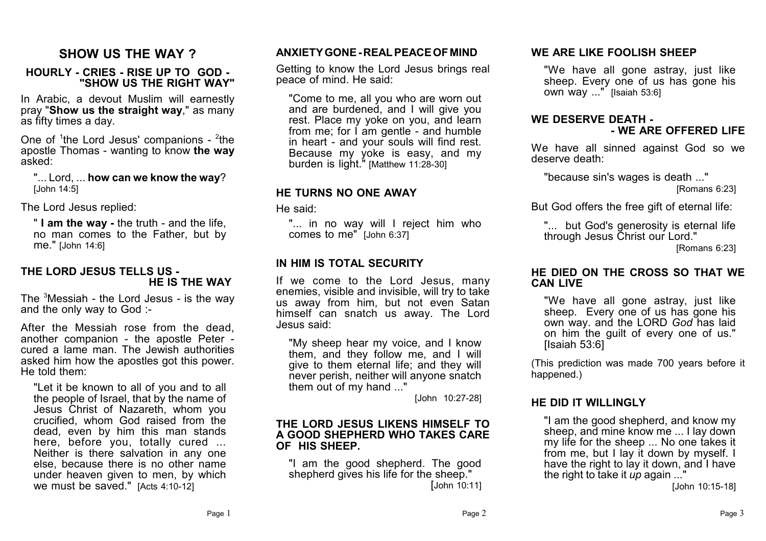# SHOW US THE WAY ?

## HOURLY - CRIES - RISE UP TO GOD - "SHOW US THE RIGHT WAY"

In Arabic, a devout Muslim will earnestly pray "**Show us the straight way**," as many as fifty times a day.

One of [1]the Lord Jesus' companions - [2]the apostle Thomas - wanting to know **the way** asked:

> "... Lord, ... **how can we know the way**? [John 14:5]

The Lord Jesus replied:

> " **I am the way -** the truth - and the life, no man comes to the Father, but by me." [John 14:6]

## THE LORD JESUS TELLS US - HE IS THE WAY

The [3]Messiah - the Lord Jesus - is the way and the only way to God :-

After the Messiah rose from the dead, another companion - the apostle Peter - cured a lame man. The Jewish authorities asked him how the apostles got this power. He told them:

> "Let it be known to all of you and to all the people of Israel, that by the name of Jesus Christ of Nazareth, whom you crucified, whom God raised from the dead, even by him this man stands here, before you, totally cured ... Neither is there salvation in any one else, because there is no other name under heaven given to men, by which we must be saved." [Acts 4:10-12]

## ANXIETY GONE - REAL PEACE OF MIND

Getting to know the Lord Jesus brings real peace of mind. He said:

> "Come to me, all you who are worn out and are burdened, and I will give you rest. Place my yoke on you, and learn from me; for I am gentle - and humble in heart - and your souls will find rest. Because my yoke is easy, and my burden is light." [Matthew 11:28-30]

## HE TURNS NO ONE AWAY

He said:

> "... in no way will I reject him who comes to me" [John 6:37]

## IN HIM IS TOTAL SECURITY

If we come to the Lord Jesus, many enemies, visible and invisible, will try to take us away from him, but not even Satan himself can snatch us away. The Lord Jesus said:

> "My sheep hear my voice, and I know them, and they follow me, and I will give to them eternal life; and they will never perish, neither will anyone snatch them out of my hand ..."
> [John 10:27-28]

## THE LORD JESUS LIKENS HIMSELF TO A GOOD SHEPHERD WHO TAKES CARE OF HIS SHEEP.

> "I am the good shepherd. The good shepherd gives his life for the sheep."
> [John 10:11]

## WE ARE LIKE FOOLISH SHEEP

> "We have all gone astray, just like sheep. Every one of us has gone his own way ..." [Isaiah 53:6]

## WE DESERVE DEATH - - WE ARE OFFERED LIFE

We have all sinned against God so we deserve death:

> "because sin's wages is death ..."
> [Romans 6:23]

But God offers the free gift of eternal life:

> "... but God's generosity is eternal life through Jesus Christ our Lord."
> [Romans 6:23]

## HE DIED ON THE CROSS SO THAT WE CAN LIVE

> "We have all gone astray, just like sheep. Every one of us has gone his own way. and the LORD *God* has laid on him the guilt of every one of us." [Isaiah 53:6]

(This prediction was made 700 years before it happened.)

## HE DID IT WILLINGLY

> "I am the good shepherd, and know my sheep, and mine know me ... I lay down my life for the sheep ... No one takes it from me, but I lay it down by myself. I have the right to lay it down, and I have the right to take it *up* again ..."
> [John 10:15-18]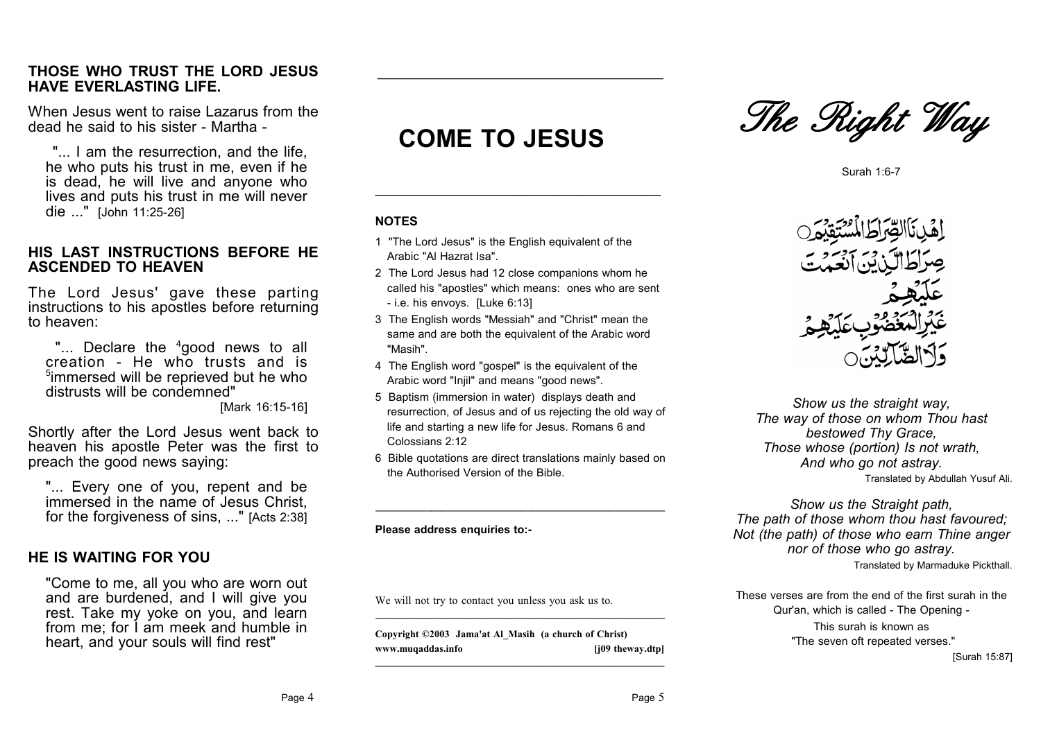**THOSE WHO TRUST THE LORD JESUS HAVE EVERLASTING LIFE.**

When Jesus went to raise Lazarus from the dead he said to his sister - Martha -

> "... I am the resurrection, and the life, he who puts his trust in me, even if he is dead, he will live and anyone who lives and puts his trust in me will never die ..." [John 11:25-26]

**HIS LAST INSTRUCTIONS BEFORE HE ASCENDED TO HEAVEN**

The Lord Jesus' gave these parting instructions to his apostles before returning to heaven:

> "... Declare the [4]good news to all creation - He who trusts and is [5]immersed will be reprieved but he who distrusts will be condemned" [Mark 16:15-16]

Shortly after the Lord Jesus went back to heaven his apostle Peter was the first to preach the good news saying:

> "... Every one of you, repent and be immersed in the name of Jesus Christ, for the forgiveness of sins, ..." [Acts 2:38]

**HE IS WAITING FOR YOU**

> "Come to me, all you who are worn out and are burdened, and I will give you rest. Take my yoke on you, and learn from me; for I am meek and humble in heart, and your souls will find rest"

# COME TO JESUS

**NOTES**

1. "The Lord Jesus" is the English equivalent of the Arabic "Al Hazrat Isa".
2. The Lord Jesus had 12 close companions whom he called his "apostles" which means: ones who are sent - i.e. his envoys. [Luke 6:13]
3. The English words "Messiah" and "Christ" mean the same and are both the equivalent of the Arabic word "Masih".
4. The English word "gospel" is the equivalent of the Arabic word "Injil" and means "good news".
5. Baptism (immersion in water) displays death and resurrection, of Jesus and of us rejecting the old way of life and starting a new life for Jesus. Romans 6 and Colossians 2:12
6. Bible quotations are direct translations mainly based on the Authorised Version of the Bible.

**Please address enquiries to:-**

We will not try to contact you unless you ask us to.

**Copyright ©2003 Jama'at Al_Masih (a church of Christ)**
**www.muqaddas.info** **[j09 theway.dtp]**

# *The Right Way*

Surah 1:6-7

اِهْدِنَا الصِّرَاطَ الْمُسْتَقِيْمَ ○ صِرَاطَ الَّذِيْنَ اَنْعَمْتَ عَلَيْهِمْ غَيْرِ الْمَغْضُوْبِ عَلَيْهِمْ وَلَا الضَّآلِّيْنَ ○

*Show us the straight way,*
*The way of those on whom Thou hast bestowed Thy Grace,*
*Those whose (portion) Is not wrath,*
*And who go not astray.*

Translated by Abdullah Yusuf Ali.

*Show us the Straight path,*
*The path of those whom thou hast favoured;*
*Not (the path) of those who earn Thine anger nor of those who go astray.*

Translated by Marmaduke Pickthall.

These verses are from the end of the first surah in the Qur'an, which is called - The Opening -

This surah is known as "The seven oft repeated verses."

[Surah 15:87]